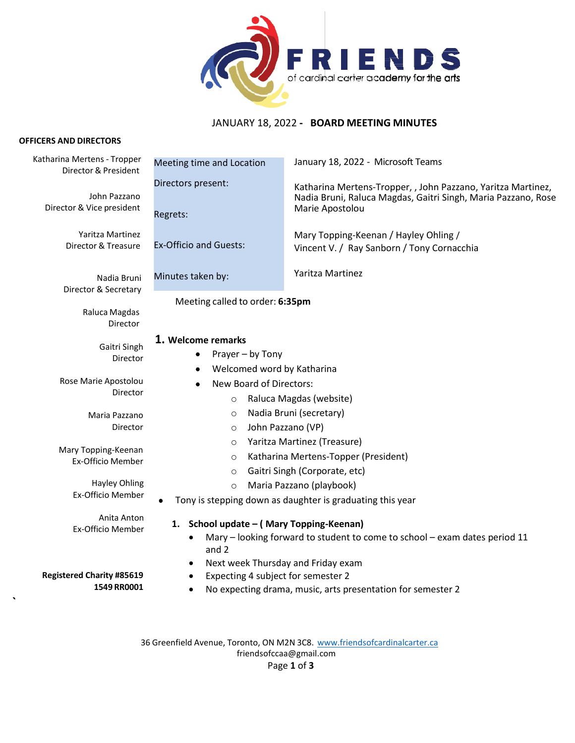**FRIENDS** of cardinal carter academy for the arts

## JANUARY 18, 2022 - **BOARD MEETING MINUTES**

**OFFICERS AND DIRECTORS**

Katharina Mertens - Tropper
Director & President

John Pazzano
Director & Vice president

Yaritza Martinez
Director & Treasure

Nadia Bruni
Director & Secretary

Raluca Magdas
Director

Gaitri Singh
Director

Rose Marie Apostolou
Director

Maria Pazzano
Director

Mary Topping-Keenan
Ex-Officio Member

Hayley Ohling
Ex-Officio Member

Anita Anton
Ex-Officio Member

**Registered Charity #85619 1549 RR0001**

| | |
|---|---|
| Meeting time and Location | January 18, 2022 - Microsoft Teams |
| Directors present: | Katharina Mertens-Tropper, , John Pazzano, Yaritza Martinez, Nadia Bruni, Raluca Magdas, Gaitri Singh, Maria Pazzano, Rose Marie Apostolou |
| Regrets: | |
| Ex-Officio and Guests: | Mary Topping-Keenan / Hayley Ohling / Vincent V. / Ray Sanborn / Tony Cornacchia |
| Minutes taken by: | Yaritza Martinez |

Meeting called to order: **6:35pm**

### 1. Welcome remarks

- Prayer – by Tony
- Welcomed word by Katharina
- New Board of Directors:
  - Raluca Magdas (website)
  - Nadia Bruni (secretary)
  - John Pazzano (VP)
  - Yaritza Martinez (Treasure)
  - Katharina Mertens-Topper (President)
  - Gaitri Singh (Corporate, etc)
  - Maria Pazzano (playbook)
- Tony is stepping down as daughter is graduating this year

### 1. School update – ( Mary Topping-Keenan)

- Mary – looking forward to student to come to school – exam dates period 11 and 2
- Next week Thursday and Friday exam
- Expecting 4 subject for semester 2
- No expecting drama, music, arts presentation for semester 2

36 Greenfield Avenue, Toronto, ON M2N 3C8. www.friendsofcardinalcarter.ca
friendsofccaa@gmail.com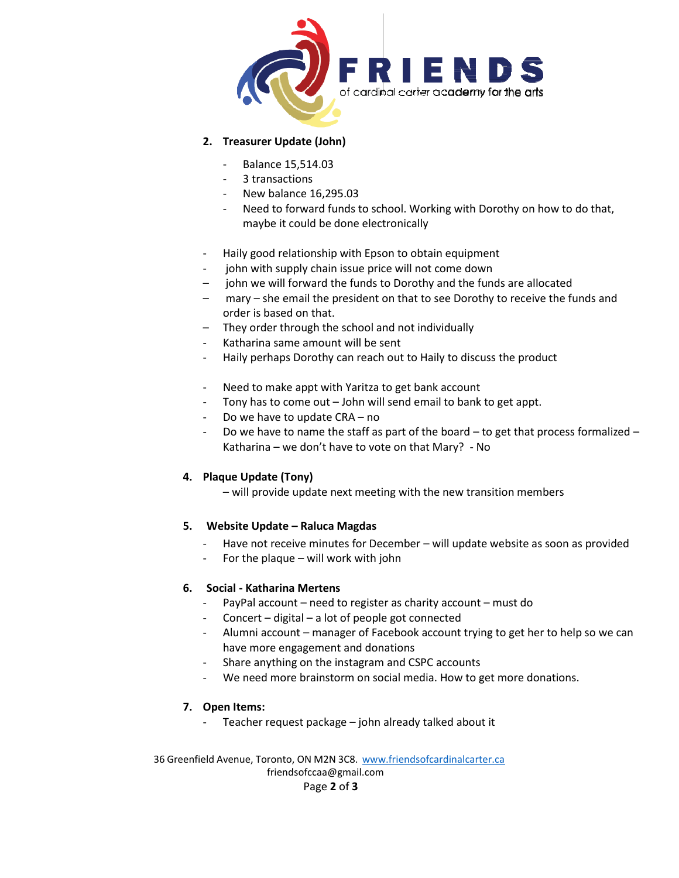2. **Treasurer Update (John)**

   - Balance 15,514.03
   - 3 transactions
   - New balance 16,295.03
   - Need to forward funds to school. Working with Dorothy on how to do that, maybe it could be done electronically

- Haily good relationship with Epson to obtain equipment
- john with supply chain issue price will not come down
- john we will forward the funds to Dorothy and the funds are allocated
- mary – she email the president on that to see Dorothy to receive the funds and order is based on that.
- They order through the school and not individually
- Katharina same amount will be sent
- Haily perhaps Dorothy can reach out to Haily to discuss the product

- Need to make appt with Yaritza to get bank account
- Tony has to come out – John will send email to bank to get appt.
- Do we have to update CRA – no
- Do we have to name the staff as part of the board – to get that process formalized – Katharina – we don't have to vote on that Mary? - No

4. **Plaque Update (Tony)**

   – will provide update next meeting with the new transition members

5. **Website Update – Raluca Magdas**

   - Have not receive minutes for December – will update website as soon as provided
   - For the plaque – will work with john

6. **Social - Katharina Mertens**

   - PayPal account – need to register as charity account – must do
   - Concert – digital – a lot of people got connected
   - Alumni account – manager of Facebook account trying to get her to help so we can have more engagement and donations
   - Share anything on the instagram and CSPC accounts
   - We need more brainstorm on social media. How to get more donations.

7. **Open Items:**

   - Teacher request package – john already talked about it

36 Greenfield Avenue, Toronto, ON M2N 3C8. www.friendsofcardinalcarter.ca
friendsofccaa@gmail.com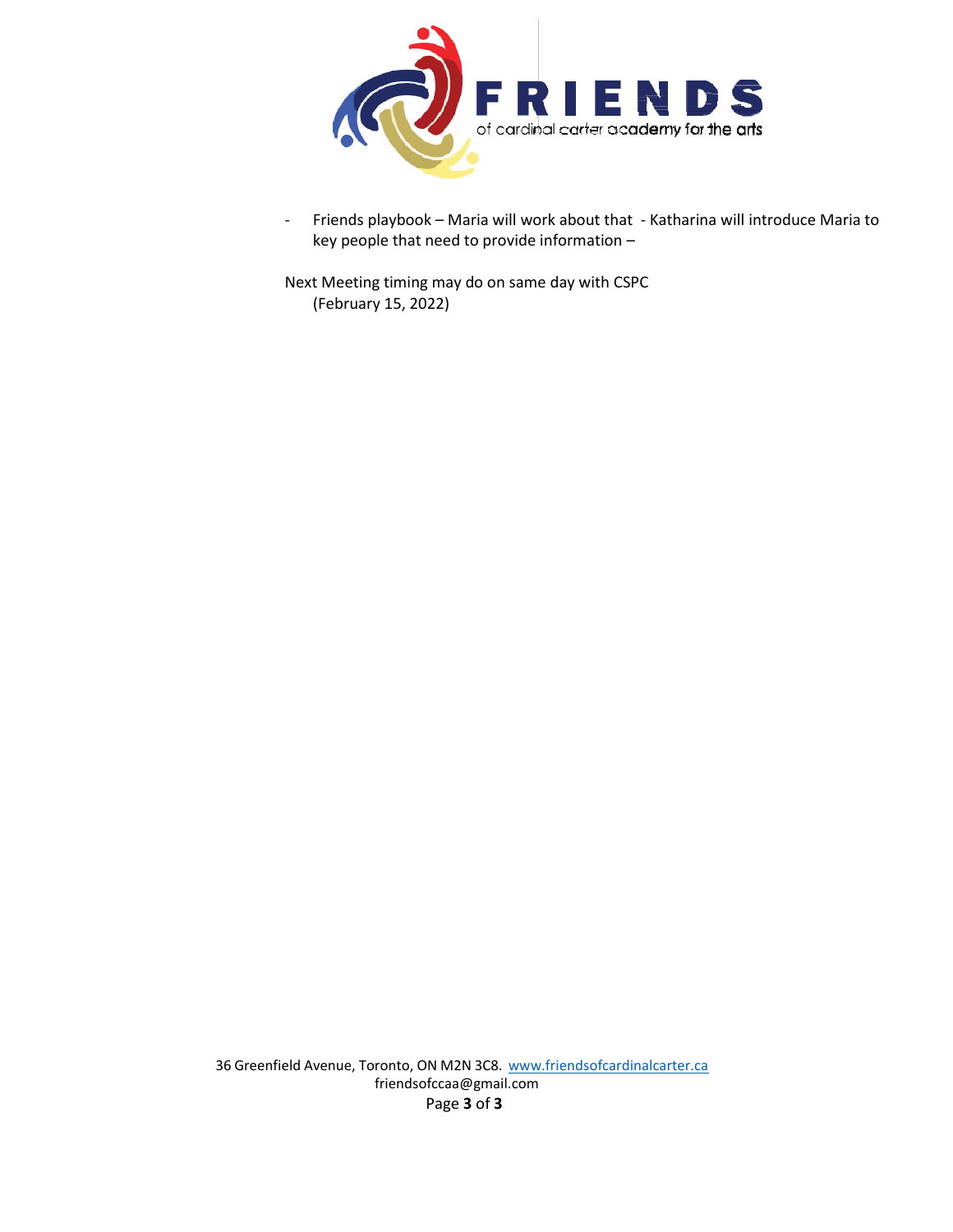- Friends playbook – Maria will work about that - Katharina will introduce Maria to key people that need to provide information –

Next Meeting timing may do on same day with CSPC (February 15, 2022)